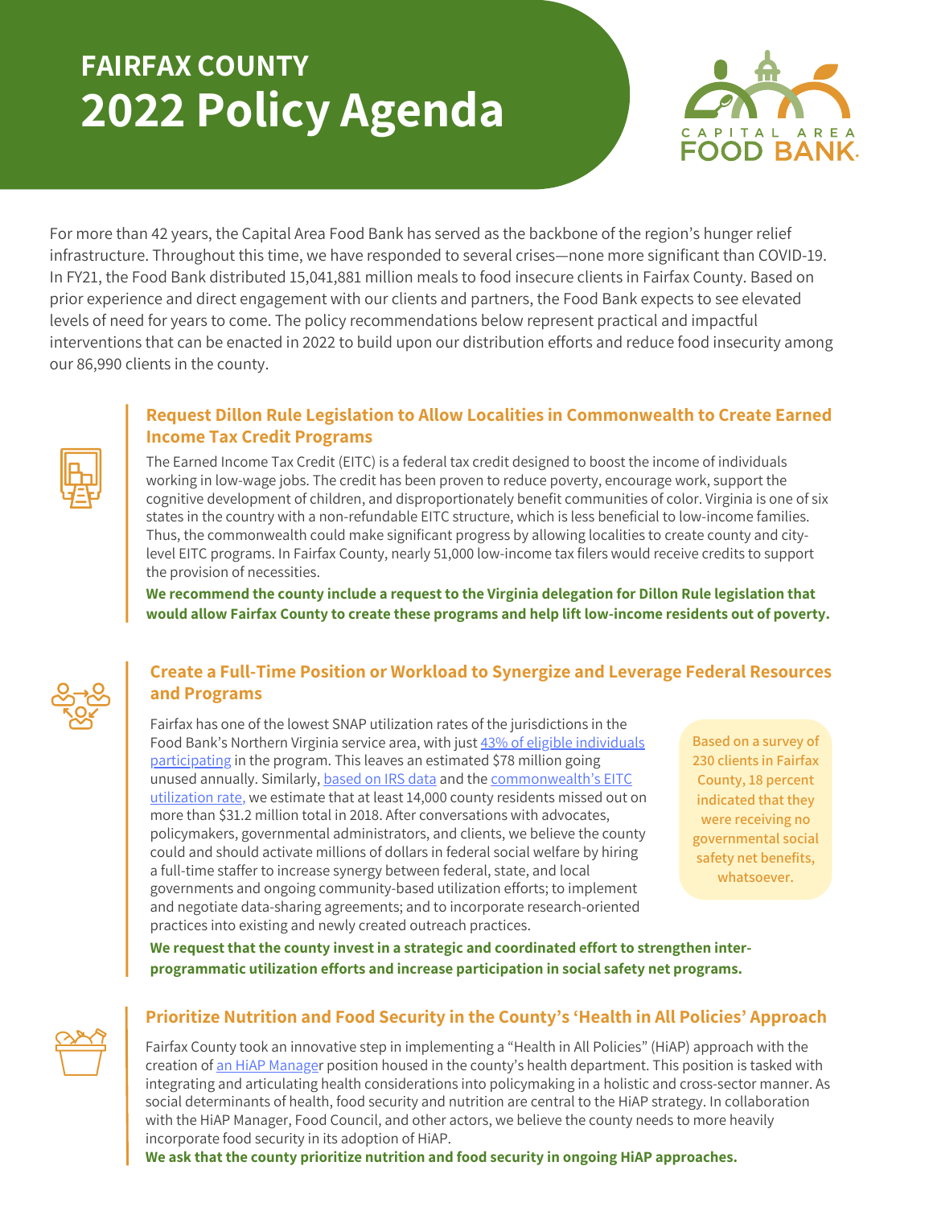# FAIRFAX COUNTY
# 2022 Policy Agenda

CAPITAL AREA FOOD BANK

For more than 42 years, the Capital Area Food Bank has served as the backbone of the region's hunger relief infrastructure. Throughout this time, we have responded to several crises—none more significant than COVID-19. In FY21, the Food Bank distributed 15,041,881 million meals to food insecure clients in Fairfax County. Based on prior experience and direct engagement with our clients and partners, the Food Bank expects to see elevated levels of need for years to come. The policy recommendations below represent practical and impactful interventions that can be enacted in 2022 to build upon our distribution efforts and reduce food insecurity among our 86,990 clients in the county.

## Request Dillon Rule Legislation to Allow Localities in Commonwealth to Create Earned Income Tax Credit Programs

The Earned Income Tax Credit (EITC) is a federal tax credit designed to boost the income of individuals working in low-wage jobs. The credit has been proven to reduce poverty, encourage work, support the cognitive development of children, and disproportionately benefit communities of color. Virginia is one of six states in the country with a non-refundable EITC structure, which is less beneficial to low-income families. Thus, the commonwealth could make significant progress by allowing localities to create county and city-level EITC programs. In Fairfax County, nearly 51,000 low-income tax filers would receive credits to support the provision of necessities.

**We recommend the county include a request to the Virginia delegation for Dillon Rule legislation that would allow Fairfax County to create these programs and help lift low-income residents out of poverty.**

## Create a Full-Time Position or Workload to Synergize and Leverage Federal Resources and Programs

Fairfax has one of the lowest SNAP utilization rates of the jurisdictions in the Food Bank's Northern Virginia service area, with just [43% of eligible individuals participating] in the program. This leaves an estimated $78 million going unused annually. Similarly, [based on IRS data] and the [commonwealth's EITC utilization rate,] we estimate that at least 14,000 county residents missed out on more than $31.2 million total in 2018. After conversations with advocates, policymakers, governmental administrators, and clients, we believe the county could and should activate millions of dollars in federal social welfare by hiring a full-time staffer to increase synergy between federal, state, and local governments and ongoing community-based utilization efforts; to implement and negotiate data-sharing agreements; and to incorporate research-oriented practices into existing and newly created outreach practices.

> Based on a survey of 230 clients in Fairfax County, 18 percent indicated that they were receiving no governmental social safety net benefits, whatsoever.

**We request that the county invest in a strategic and coordinated effort to strengthen inter-programmatic utilization efforts and increase participation in social safety net programs.**

## Prioritize Nutrition and Food Security in the County's 'Health in All Policies' Approach

Fairfax County took an innovative step in implementing a "Health in All Policies" (HiAP) approach with the creation of [an HiAP Manager] position housed in the county's health department. This position is tasked with integrating and articulating health considerations into policymaking in a holistic and cross-sector manner. As social determinants of health, food security and nutrition are central to the HiAP strategy. In collaboration with the HiAP Manager, Food Council, and other actors, we believe the county needs to more heavily incorporate food security in its adoption of HiAP.

**We ask that the county prioritize nutrition and food security in ongoing HiAP approaches.**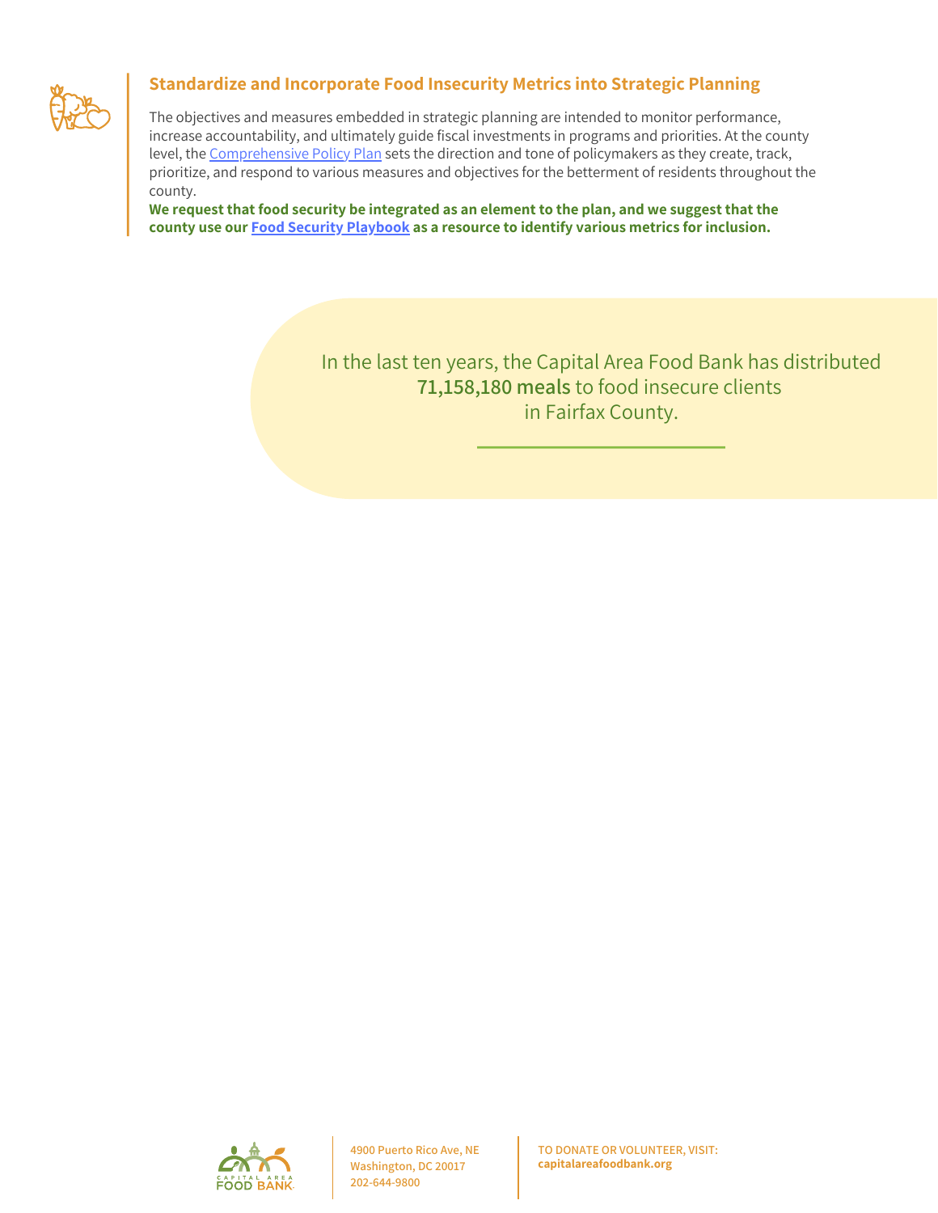### Standardize and Incorporate Food Insecurity Metrics into Strategic Planning

The objectives and measures embedded in strategic planning are intended to monitor performance, increase accountability, and ultimately guide fiscal investments in programs and priorities. At the county level, the Comprehensive Policy Plan sets the direction and tone of policymakers as they create, track, prioritize, and respond to various measures and objectives for the betterment of residents throughout the county.

**We request that food security be integrated as an element to the plan, and we suggest that the county use our Food Security Playbook as a resource to identify various metrics for inclusion.**

In the last ten years, the Capital Area Food Bank has distributed **71,158,180 meals** to food insecure clients in Fairfax County.

CAPITAL AREA FOOD BANK

4900 Puerto Rico Ave, NE
Washington, DC 20017
202-644-9800

TO DONATE OR VOLUNTEER, VISIT:
**capitalareafoodbank.org**